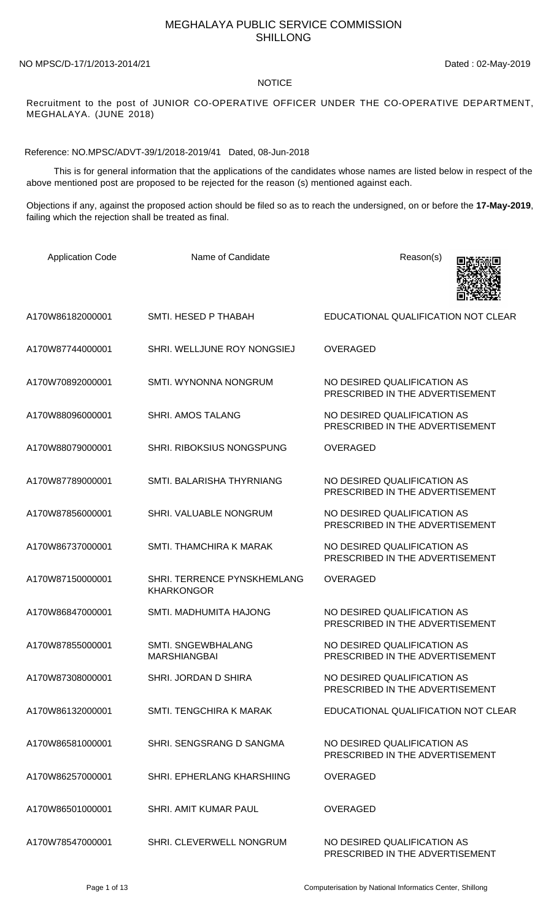# MEGHALAYA PUBLIC SERVICE COMMISSION
# SHILLONG

NO MPSC/D-17/1/2013-2014/21 Dated : 02-May-2019

## NOTICE

Recruitment to the post of JUNIOR CO-OPERATIVE OFFICER UNDER THE CO-OPERATIVE DEPARTMENT, MEGHALAYA. (JUNE 2018)

Reference: NO.MPSC/ADVT-39/1/2018-2019/41 Dated, 08-Jun-2018

This is for general information that the applications of the candidates whose names are listed below in respect of the above mentioned post are proposed to be rejected for the reason (s) mentioned against each.

Objections if any, against the proposed action should be filed so as to reach the undersigned, on or before the **17-May-2019**, failing which the rejection shall be treated as final.

| Application Code | Name of Candidate | Reason(s) |
|---|---|---|
| A170W86182000001 | SMTI. HESED P THABAH | EDUCATIONAL QUALIFICATION NOT CLEAR |
| A170W87744000001 | SHRI. WELLJUNE ROY NONGSIEJ | OVERAGED |
| A170W70892000001 | SMTI. WYNONNA NONGRUM | NO DESIRED QUALIFICATION AS PRESCRIBED IN THE ADVERTISEMENT |
| A170W88096000001 | SHRI. AMOS TALANG | NO DESIRED QUALIFICATION AS PRESCRIBED IN THE ADVERTISEMENT |
| A170W88079000001 | SHRI. RIBOKSIUS NONGSPUNG | OVERAGED |
| A170W87789000001 | SMTI. BALARISHA THYRNIANG | NO DESIRED QUALIFICATION AS PRESCRIBED IN THE ADVERTISEMENT |
| A170W87856000001 | SHRI. VALUABLE NONGRUM | NO DESIRED QUALIFICATION AS PRESCRIBED IN THE ADVERTISEMENT |
| A170W86737000001 | SMTI. THAMCHIRA K MARAK | NO DESIRED QUALIFICATION AS PRESCRIBED IN THE ADVERTISEMENT |
| A170W87150000001 | SHRI. TERRENCE PYNSKHEMLANG KHARKONGOR | OVERAGED |
| A170W86847000001 | SMTI. MADHUMITA HAJONG | NO DESIRED QUALIFICATION AS PRESCRIBED IN THE ADVERTISEMENT |
| A170W87855000001 | SMTI. SNGEWBHALANG MARSHIANGBAI | NO DESIRED QUALIFICATION AS PRESCRIBED IN THE ADVERTISEMENT |
| A170W87308000001 | SHRI. JORDAN D SHIRA | NO DESIRED QUALIFICATION AS PRESCRIBED IN THE ADVERTISEMENT |
| A170W86132000001 | SMTI. TENGCHIRA K MARAK | EDUCATIONAL QUALIFICATION NOT CLEAR |
| A170W86581000001 | SHRI. SENGSRANG D SANGMA | NO DESIRED QUALIFICATION AS PRESCRIBED IN THE ADVERTISEMENT |
| A170W86257000001 | SHRI. EPHERLANG KHARSHIING | OVERAGED |
| A170W86501000001 | SHRI. AMIT KUMAR PAUL | OVERAGED |
| A170W78547000001 | SHRI. CLEVERWELL NONGRUM | NO DESIRED QUALIFICATION AS PRESCRIBED IN THE ADVERTISEMENT |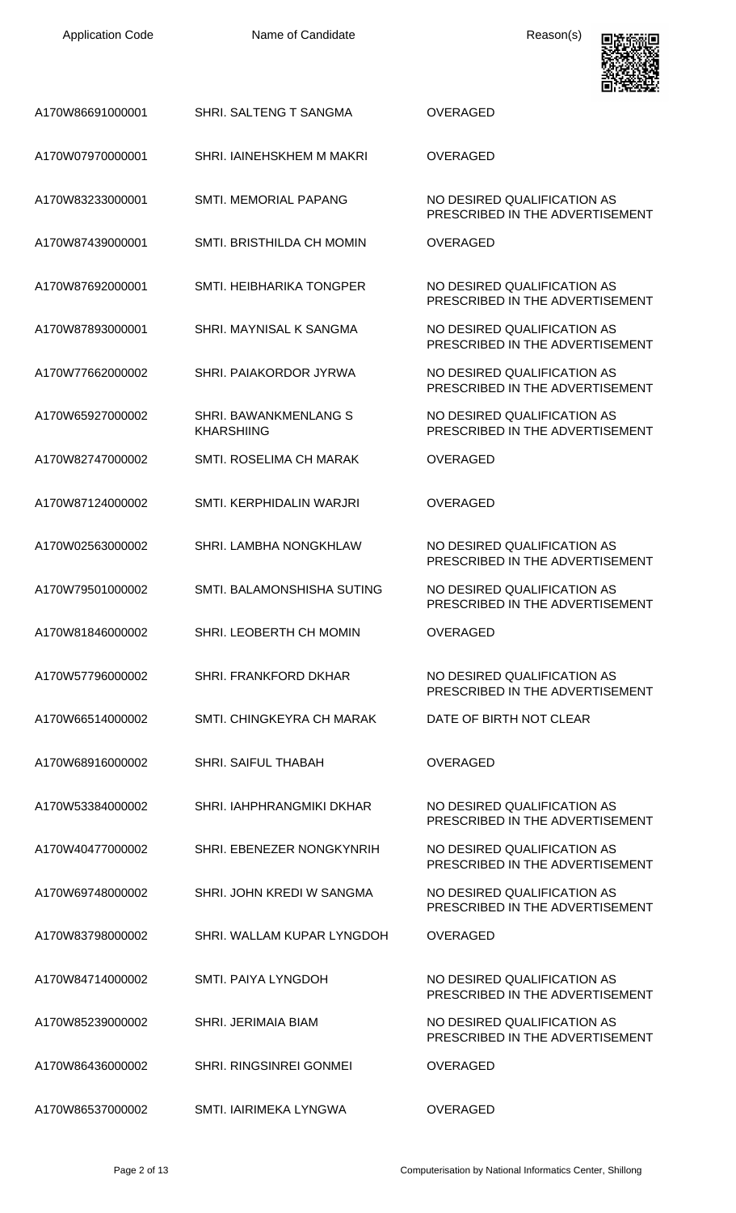| Application Code | Name of Candidate | Reason(s) |
|---|---|---|
| A170W86691000001 | SHRI. SALTENG T SANGMA | OVERAGED |
| A170W07970000001 | SHRI. IAINEHSKHEM M MAKRI | OVERAGED |
| A170W83233000001 | SMTI. MEMORIAL PAPANG | NO DESIRED QUALIFICATION AS PRESCRIBED IN THE ADVERTISEMENT |
| A170W87439000001 | SMTI. BRISTHILDA CH MOMIN | OVERAGED |
| A170W87692000001 | SMTI. HEIBHARIKA TONGPER | NO DESIRED QUALIFICATION AS PRESCRIBED IN THE ADVERTISEMENT |
| A170W87893000001 | SHRI. MAYNISAL K SANGMA | NO DESIRED QUALIFICATION AS PRESCRIBED IN THE ADVERTISEMENT |
| A170W77662000002 | SHRI. PAIAKORDOR JYRWA | NO DESIRED QUALIFICATION AS PRESCRIBED IN THE ADVERTISEMENT |
| A170W65927000002 | SHRI. BAWANKMENLANG S KHARSHIING | NO DESIRED QUALIFICATION AS PRESCRIBED IN THE ADVERTISEMENT |
| A170W82747000002 | SMTI. ROSELIMA CH MARAK | OVERAGED |
| A170W87124000002 | SMTI. KERPHIDALIN WARJRI | OVERAGED |
| A170W02563000002 | SHRI. LAMBHA NONGKHLAW | NO DESIRED QUALIFICATION AS PRESCRIBED IN THE ADVERTISEMENT |
| A170W79501000002 | SMTI. BALAMONSHISHA SUTING | NO DESIRED QUALIFICATION AS PRESCRIBED IN THE ADVERTISEMENT |
| A170W81846000002 | SHRI. LEOBERTH CH MOMIN | OVERAGED |
| A170W57796000002 | SHRI. FRANKFORD DKHAR | NO DESIRED QUALIFICATION AS PRESCRIBED IN THE ADVERTISEMENT |
| A170W66514000002 | SMTI. CHINGKEYRA CH MARAK | DATE OF BIRTH NOT CLEAR |
| A170W68916000002 | SHRI. SAIFUL THABAH | OVERAGED |
| A170W53384000002 | SHRI. IAHPHRANGMIKI DKHAR | NO DESIRED QUALIFICATION AS PRESCRIBED IN THE ADVERTISEMENT |
| A170W40477000002 | SHRI. EBENEZER NONGKYNRIH | NO DESIRED QUALIFICATION AS PRESCRIBED IN THE ADVERTISEMENT |
| A170W69748000002 | SHRI. JOHN KREDI W SANGMA | NO DESIRED QUALIFICATION AS PRESCRIBED IN THE ADVERTISEMENT |
| A170W83798000002 | SHRI. WALLAM KUPAR LYNGDOH | OVERAGED |
| A170W84714000002 | SMTI. PAIYA LYNGDOH | NO DESIRED QUALIFICATION AS PRESCRIBED IN THE ADVERTISEMENT |
| A170W85239000002 | SHRI. JERIMAIA BIAM | NO DESIRED QUALIFICATION AS PRESCRIBED IN THE ADVERTISEMENT |
| A170W86436000002 | SHRI. RINGSINREI GONMEI | OVERAGED |
| A170W86537000002 | SMTI. IAIRIMEKA LYNGWA | OVERAGED |

Computerisation by National Informatics Center, Shillong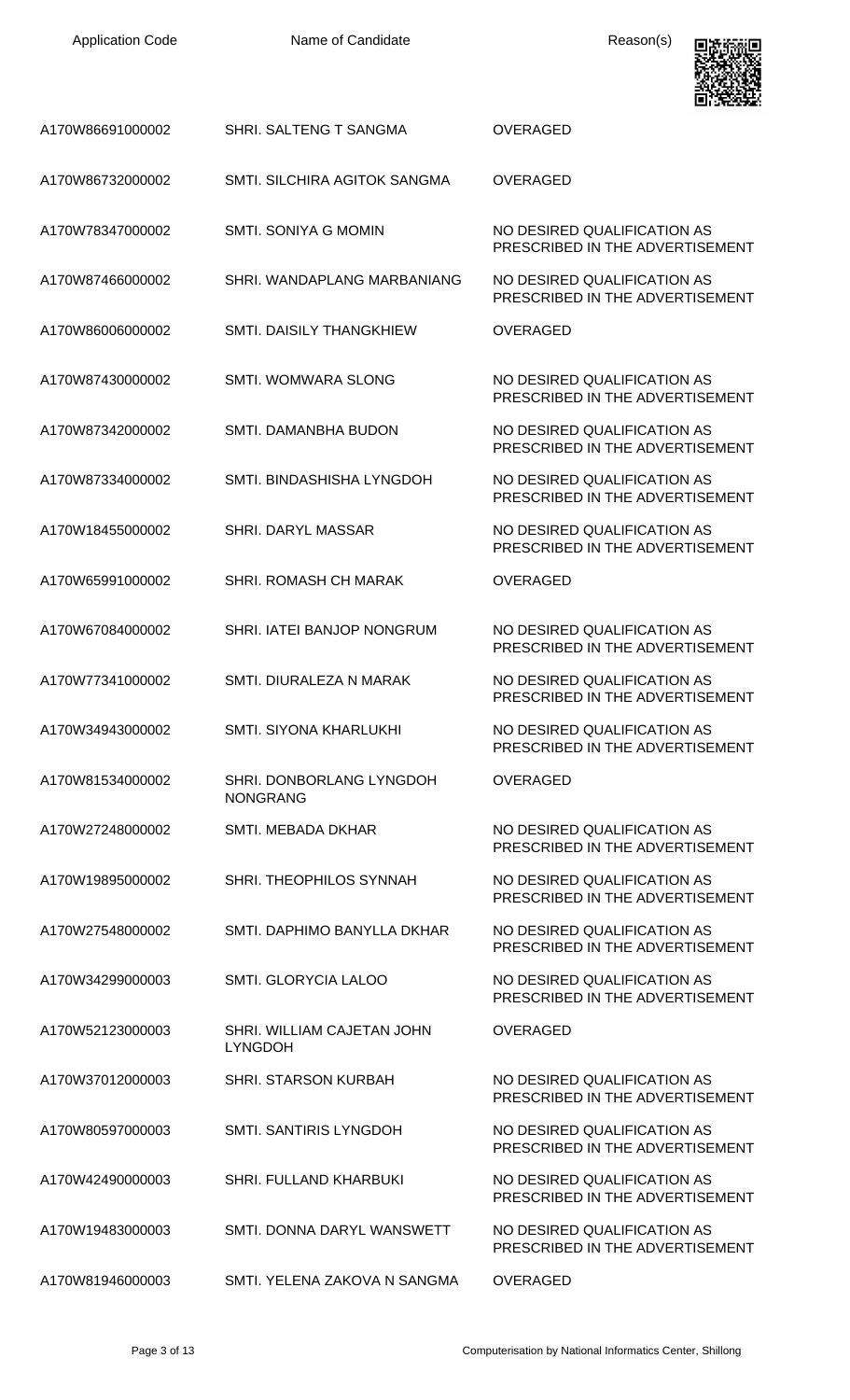| Application Code | Name of Candidate | Reason(s) |
| --- | --- | --- |
| A170W86691000002 | SHRI. SALTENG T SANGMA | OVERAGED |
| A170W86732000002 | SMTI. SILCHIRA AGITOK SANGMA | OVERAGED |
| A170W78347000002 | SMTI. SONIYA G MOMIN | NO DESIRED QUALIFICATION AS PRESCRIBED IN THE ADVERTISEMENT |
| A170W87466000002 | SHRI. WANDAPLANG MARBANIANG | NO DESIRED QUALIFICATION AS PRESCRIBED IN THE ADVERTISEMENT |
| A170W86006000002 | SMTI. DAISILY THANGKHIEW | OVERAGED |
| A170W87430000002 | SMTI. WOMWARA SLONG | NO DESIRED QUALIFICATION AS PRESCRIBED IN THE ADVERTISEMENT |
| A170W87342000002 | SMTI. DAMANBHA BUDON | NO DESIRED QUALIFICATION AS PRESCRIBED IN THE ADVERTISEMENT |
| A170W87334000002 | SMTI. BINDASHISHA LYNGDOH | NO DESIRED QUALIFICATION AS PRESCRIBED IN THE ADVERTISEMENT |
| A170W18455000002 | SHRI. DARYL MASSAR | NO DESIRED QUALIFICATION AS PRESCRIBED IN THE ADVERTISEMENT |
| A170W65991000002 | SHRI. ROMASH CH MARAK | OVERAGED |
| A170W67084000002 | SHRI. IATEI BANJOP NONGRUM | NO DESIRED QUALIFICATION AS PRESCRIBED IN THE ADVERTISEMENT |
| A170W77341000002 | SMTI. DIURALEZA N MARAK | NO DESIRED QUALIFICATION AS PRESCRIBED IN THE ADVERTISEMENT |
| A170W34943000002 | SMTI. SIYONA KHARLUKHI | NO DESIRED QUALIFICATION AS PRESCRIBED IN THE ADVERTISEMENT |
| A170W81534000002 | SHRI. DONBORLANG LYNGDOH NONGRANG | OVERAGED |
| A170W27248000002 | SMTI. MEBADA DKHAR | NO DESIRED QUALIFICATION AS PRESCRIBED IN THE ADVERTISEMENT |
| A170W19895000002 | SHRI. THEOPHILOS SYNNAH | NO DESIRED QUALIFICATION AS PRESCRIBED IN THE ADVERTISEMENT |
| A170W27548000002 | SMTI. DAPHIMO BANYLLA DKHAR | NO DESIRED QUALIFICATION AS PRESCRIBED IN THE ADVERTISEMENT |
| A170W34299000003 | SMTI. GLORYCIA LALOO | NO DESIRED QUALIFICATION AS PRESCRIBED IN THE ADVERTISEMENT |
| A170W52123000003 | SHRI. WILLIAM CAJETAN JOHN LYNGDOH | OVERAGED |
| A170W37012000003 | SHRI. STARSON KURBAH | NO DESIRED QUALIFICATION AS PRESCRIBED IN THE ADVERTISEMENT |
| A170W80597000003 | SMTI. SANTIRIS LYNGDOH | NO DESIRED QUALIFICATION AS PRESCRIBED IN THE ADVERTISEMENT |
| A170W42490000003 | SHRI. FULLAND KHARBUKI | NO DESIRED QUALIFICATION AS PRESCRIBED IN THE ADVERTISEMENT |
| A170W19483000003 | SMTI. DONNA DARYL WANSWETT | NO DESIRED QUALIFICATION AS PRESCRIBED IN THE ADVERTISEMENT |
| A170W81946000003 | SMTI. YELENA ZAKOVA N SANGMA | OVERAGED |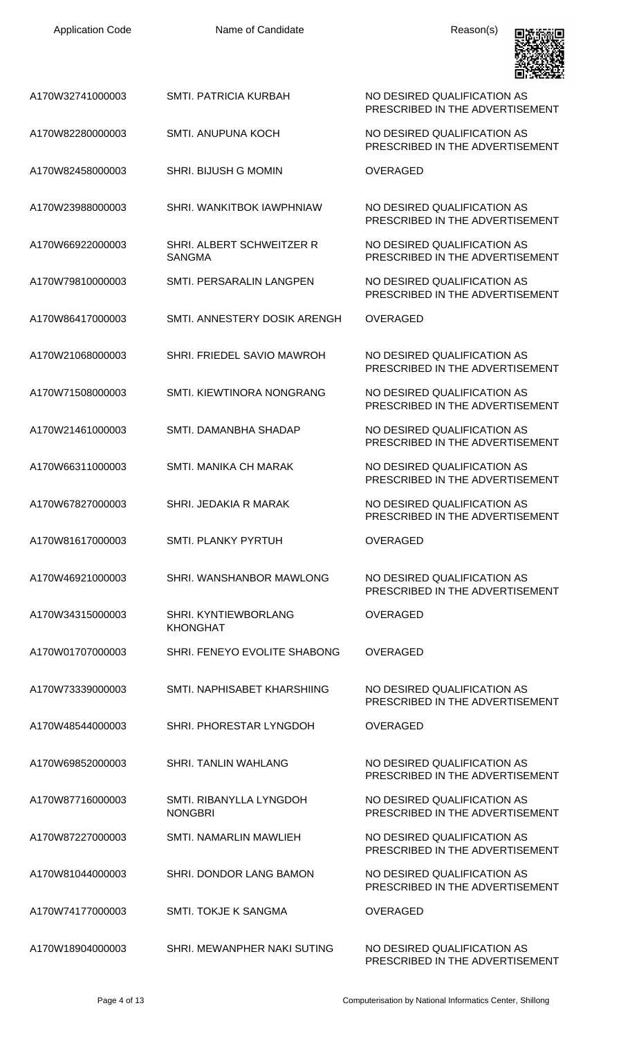| Application Code | Name of Candidate | Reason(s) |
|---|---|---|
| A170W32741000003 | SMTI. PATRICIA KURBAH | NO DESIRED QUALIFICATION AS PRESCRIBED IN THE ADVERTISEMENT |
| A170W82280000003 | SMTI. ANUPUNA KOCH | NO DESIRED QUALIFICATION AS PRESCRIBED IN THE ADVERTISEMENT |
| A170W82458000003 | SHRI. BIJUSH G MOMIN | OVERAGED |
| A170W23988000003 | SHRI. WANKITBOK IAWPHNIAW | NO DESIRED QUALIFICATION AS PRESCRIBED IN THE ADVERTISEMENT |
| A170W66922000003 | SHRI. ALBERT SCHWEITZER R SANGMA | NO DESIRED QUALIFICATION AS PRESCRIBED IN THE ADVERTISEMENT |
| A170W79810000003 | SMTI. PERSARALIN LANGPEN | NO DESIRED QUALIFICATION AS PRESCRIBED IN THE ADVERTISEMENT |
| A170W86417000003 | SMTI. ANNESTERY DOSIK ARENGH | OVERAGED |
| A170W21068000003 | SHRI. FRIEDEL SAVIO MAWROH | NO DESIRED QUALIFICATION AS PRESCRIBED IN THE ADVERTISEMENT |
| A170W71508000003 | SMTI. KIEWTINORA NONGRANG | NO DESIRED QUALIFICATION AS PRESCRIBED IN THE ADVERTISEMENT |
| A170W21461000003 | SMTI. DAMANBHA SHADAP | NO DESIRED QUALIFICATION AS PRESCRIBED IN THE ADVERTISEMENT |
| A170W66311000003 | SMTI. MANIKA CH MARAK | NO DESIRED QUALIFICATION AS PRESCRIBED IN THE ADVERTISEMENT |
| A170W67827000003 | SHRI. JEDAKIA R MARAK | NO DESIRED QUALIFICATION AS PRESCRIBED IN THE ADVERTISEMENT |
| A170W81617000003 | SMTI. PLANKY PYRTUH | OVERAGED |
| A170W46921000003 | SHRI. WANSHANBOR MAWLONG | NO DESIRED QUALIFICATION AS PRESCRIBED IN THE ADVERTISEMENT |
| A170W34315000003 | SHRI. KYNTIEWBORLANG KHONGHAT | OVERAGED |
| A170W01707000003 | SHRI. FENEYO EVOLITE SHABONG | OVERAGED |
| A170W73339000003 | SMTI. NAPHISABET KHARSHIING | NO DESIRED QUALIFICATION AS PRESCRIBED IN THE ADVERTISEMENT |
| A170W48544000003 | SHRI. PHORESTAR LYNGDOH | OVERAGED |
| A170W69852000003 | SHRI. TANLIN WAHLANG | NO DESIRED QUALIFICATION AS PRESCRIBED IN THE ADVERTISEMENT |
| A170W87716000003 | SMTI. RIBANYLLA LYNGDOH NONGBRI | NO DESIRED QUALIFICATION AS PRESCRIBED IN THE ADVERTISEMENT |
| A170W87227000003 | SMTI. NAMARLIN MAWLIEH | NO DESIRED QUALIFICATION AS PRESCRIBED IN THE ADVERTISEMENT |
| A170W81044000003 | SHRI. DONDOR LANG BAMON | NO DESIRED QUALIFICATION AS PRESCRIBED IN THE ADVERTISEMENT |
| A170W74177000003 | SMTI. TOKJE K SANGMA | OVERAGED |
| A170W18904000003 | SHRI. MEWANPHER NAKI SUTING | NO DESIRED QUALIFICATION AS PRESCRIBED IN THE ADVERTISEMENT |

Computerisation by National Informatics Center, Shillong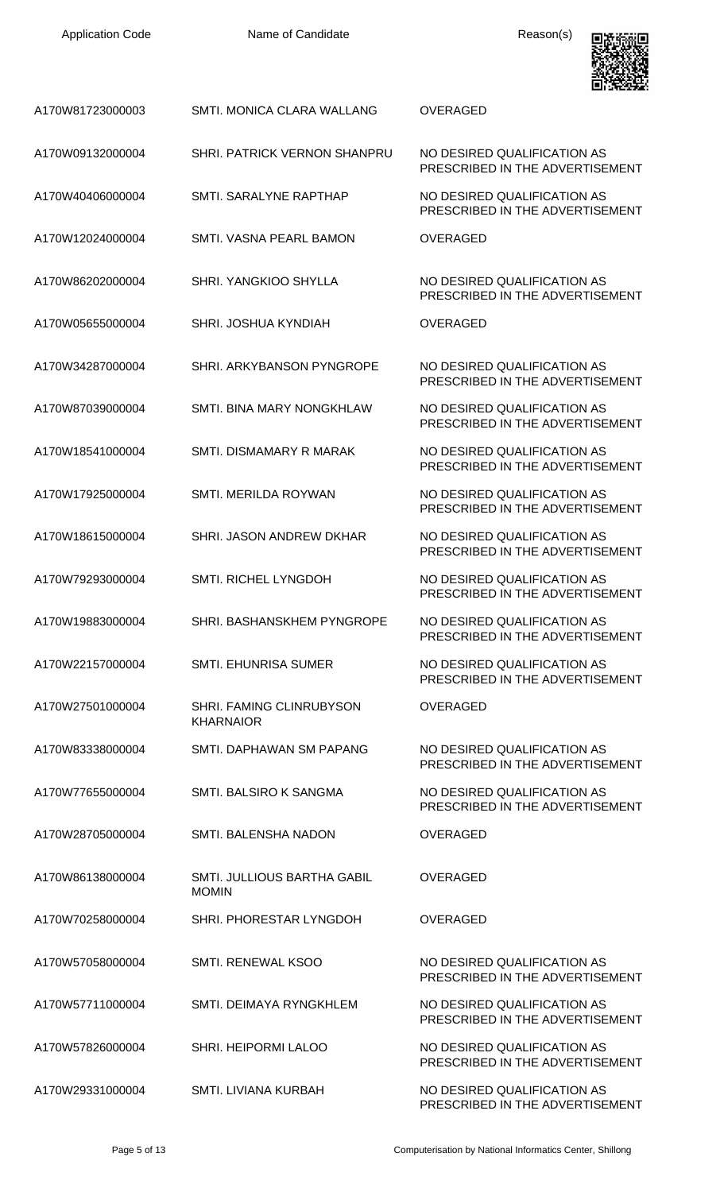| Application Code | Name of Candidate | Reason(s) |
|---|---|---|
| A170W81723000003 | SMTI. MONICA CLARA WALLANG | OVERAGED |
| A170W09132000004 | SHRI. PATRICK VERNON SHANPRU | NO DESIRED QUALIFICATION AS PRESCRIBED IN THE ADVERTISEMENT |
| A170W40406000004 | SMTI. SARALYNE RAPTHAP | NO DESIRED QUALIFICATION AS PRESCRIBED IN THE ADVERTISEMENT |
| A170W12024000004 | SMTI. VASNA PEARL BAMON | OVERAGED |
| A170W86202000004 | SHRI. YANGKIOO SHYLLA | NO DESIRED QUALIFICATION AS PRESCRIBED IN THE ADVERTISEMENT |
| A170W05655000004 | SHRI. JOSHUA KYNDIAH | OVERAGED |
| A170W34287000004 | SHRI. ARKYBANSON PYNGROPE | NO DESIRED QUALIFICATION AS PRESCRIBED IN THE ADVERTISEMENT |
| A170W87039000004 | SMTI. BINA MARY NONGKHLAW | NO DESIRED QUALIFICATION AS PRESCRIBED IN THE ADVERTISEMENT |
| A170W18541000004 | SMTI. DISMAMARY R MARAK | NO DESIRED QUALIFICATION AS PRESCRIBED IN THE ADVERTISEMENT |
| A170W17925000004 | SMTI. MERILDA ROYWAN | NO DESIRED QUALIFICATION AS PRESCRIBED IN THE ADVERTISEMENT |
| A170W18615000004 | SHRI. JASON ANDREW DKHAR | NO DESIRED QUALIFICATION AS PRESCRIBED IN THE ADVERTISEMENT |
| A170W79293000004 | SMTI. RICHEL LYNGDOH | NO DESIRED QUALIFICATION AS PRESCRIBED IN THE ADVERTISEMENT |
| A170W19883000004 | SHRI. BASHANSKHEM PYNGROPE | NO DESIRED QUALIFICATION AS PRESCRIBED IN THE ADVERTISEMENT |
| A170W22157000004 | SMTI. EHUNRISA SUMER | NO DESIRED QUALIFICATION AS PRESCRIBED IN THE ADVERTISEMENT |
| A170W27501000004 | SHRI. FAMING CLINRUBYSON KHARNAIOR | OVERAGED |
| A170W83338000004 | SMTI. DAPHAWAN SM PAPANG | NO DESIRED QUALIFICATION AS PRESCRIBED IN THE ADVERTISEMENT |
| A170W77655000004 | SMTI. BALSIRO K SANGMA | NO DESIRED QUALIFICATION AS PRESCRIBED IN THE ADVERTISEMENT |
| A170W28705000004 | SMTI. BALENSHA NADON | OVERAGED |
| A170W86138000004 | SMTI. JULLIOUS BARTHA GABIL MOMIN | OVERAGED |
| A170W70258000004 | SHRI. PHORESTAR LYNGDOH | OVERAGED |
| A170W57058000004 | SMTI. RENEWAL KSOO | NO DESIRED QUALIFICATION AS PRESCRIBED IN THE ADVERTISEMENT |
| A170W57711000004 | SMTI. DEIMAYA RYNGKHLEM | NO DESIRED QUALIFICATION AS PRESCRIBED IN THE ADVERTISEMENT |
| A170W57826000004 | SHRI. HEIPORMI LALOO | NO DESIRED QUALIFICATION AS PRESCRIBED IN THE ADVERTISEMENT |
| A170W29331000004 | SMTI. LIVIANA KURBAH | NO DESIRED QUALIFICATION AS PRESCRIBED IN THE ADVERTISEMENT |

Computerisation by National Informatics Center, Shillong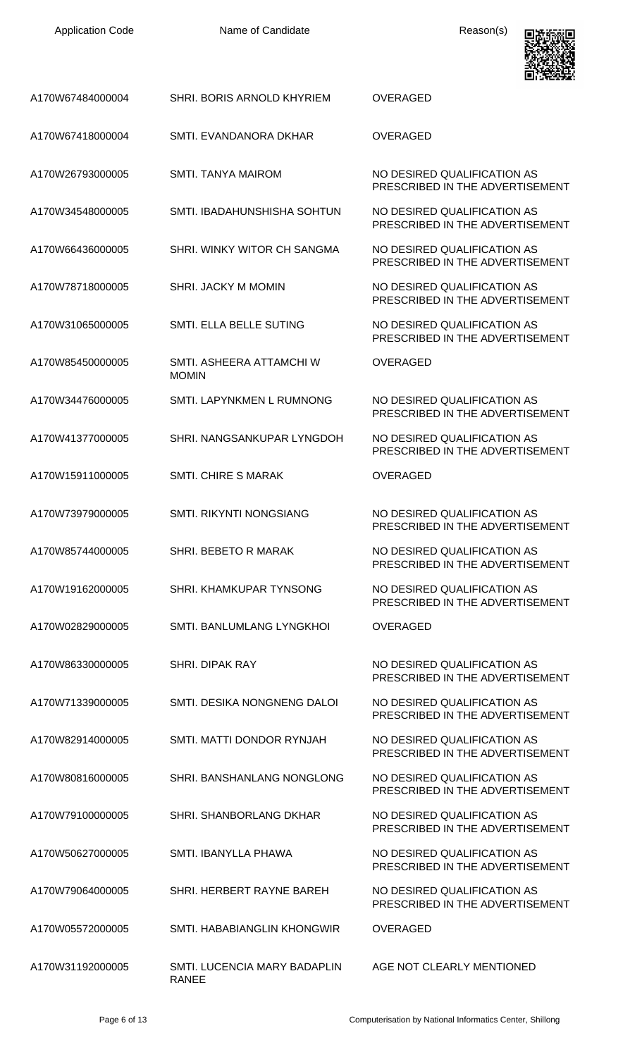| Application Code | Name of Candidate | Reason(s) |
| --- | --- | --- |
| A170W67484000004 | SHRI. BORIS ARNOLD KHYRIEM | OVERAGED |
| A170W67418000004 | SMTI. EVANDANORA DKHAR | OVERAGED |
| A170W26793000005 | SMTI. TANYA MAIROM | NO DESIRED QUALIFICATION AS PRESCRIBED IN THE ADVERTISEMENT |
| A170W34548000005 | SMTI. IBADAHUNSHISHA SOHTUN | NO DESIRED QUALIFICATION AS PRESCRIBED IN THE ADVERTISEMENT |
| A170W66436000005 | SHRI. WINKY WITOR CH SANGMA | NO DESIRED QUALIFICATION AS PRESCRIBED IN THE ADVERTISEMENT |
| A170W78718000005 | SHRI. JACKY M MOMIN | NO DESIRED QUALIFICATION AS PRESCRIBED IN THE ADVERTISEMENT |
| A170W31065000005 | SMTI. ELLA BELLE SUTING | NO DESIRED QUALIFICATION AS PRESCRIBED IN THE ADVERTISEMENT |
| A170W85450000005 | SMTI. ASHEERA ATTAMCHI W MOMIN | OVERAGED |
| A170W34476000005 | SMTI. LAPYNKMEN L RUMNONG | NO DESIRED QUALIFICATION AS PRESCRIBED IN THE ADVERTISEMENT |
| A170W41377000005 | SHRI. NANGSANKUPAR LYNGDOH | NO DESIRED QUALIFICATION AS PRESCRIBED IN THE ADVERTISEMENT |
| A170W15911000005 | SMTI. CHIRE S MARAK | OVERAGED |
| A170W73979000005 | SMTI. RIKYNTI NONGSIANG | NO DESIRED QUALIFICATION AS PRESCRIBED IN THE ADVERTISEMENT |
| A170W85744000005 | SHRI. BEBETO R MARAK | NO DESIRED QUALIFICATION AS PRESCRIBED IN THE ADVERTISEMENT |
| A170W19162000005 | SHRI. KHAMKUPAR TYNSONG | NO DESIRED QUALIFICATION AS PRESCRIBED IN THE ADVERTISEMENT |
| A170W02829000005 | SMTI. BANLUMLANG LYNGKHOI | OVERAGED |
| A170W86330000005 | SHRI. DIPAK RAY | NO DESIRED QUALIFICATION AS PRESCRIBED IN THE ADVERTISEMENT |
| A170W71339000005 | SMTI. DESIKA NONGNENG DALOI | NO DESIRED QUALIFICATION AS PRESCRIBED IN THE ADVERTISEMENT |
| A170W82914000005 | SMTI. MATTI DONDOR RYNJAH | NO DESIRED QUALIFICATION AS PRESCRIBED IN THE ADVERTISEMENT |
| A170W80816000005 | SHRI. BANSHANLANG NONGLONG | NO DESIRED QUALIFICATION AS PRESCRIBED IN THE ADVERTISEMENT |
| A170W79100000005 | SHRI. SHANBORLANG DKHAR | NO DESIRED QUALIFICATION AS PRESCRIBED IN THE ADVERTISEMENT |
| A170W50627000005 | SMTI. IBANYLLA PHAWA | NO DESIRED QUALIFICATION AS PRESCRIBED IN THE ADVERTISEMENT |
| A170W79064000005 | SHRI. HERBERT RAYNE BAREH | NO DESIRED QUALIFICATION AS PRESCRIBED IN THE ADVERTISEMENT |
| A170W05572000005 | SMTI. HABABIANGLIN KHONGWIR | OVERAGED |
| A170W31192000005 | SMTI. LUCENCIA MARY BADAPLIN RANEE | AGE NOT CLEARLY MENTIONED |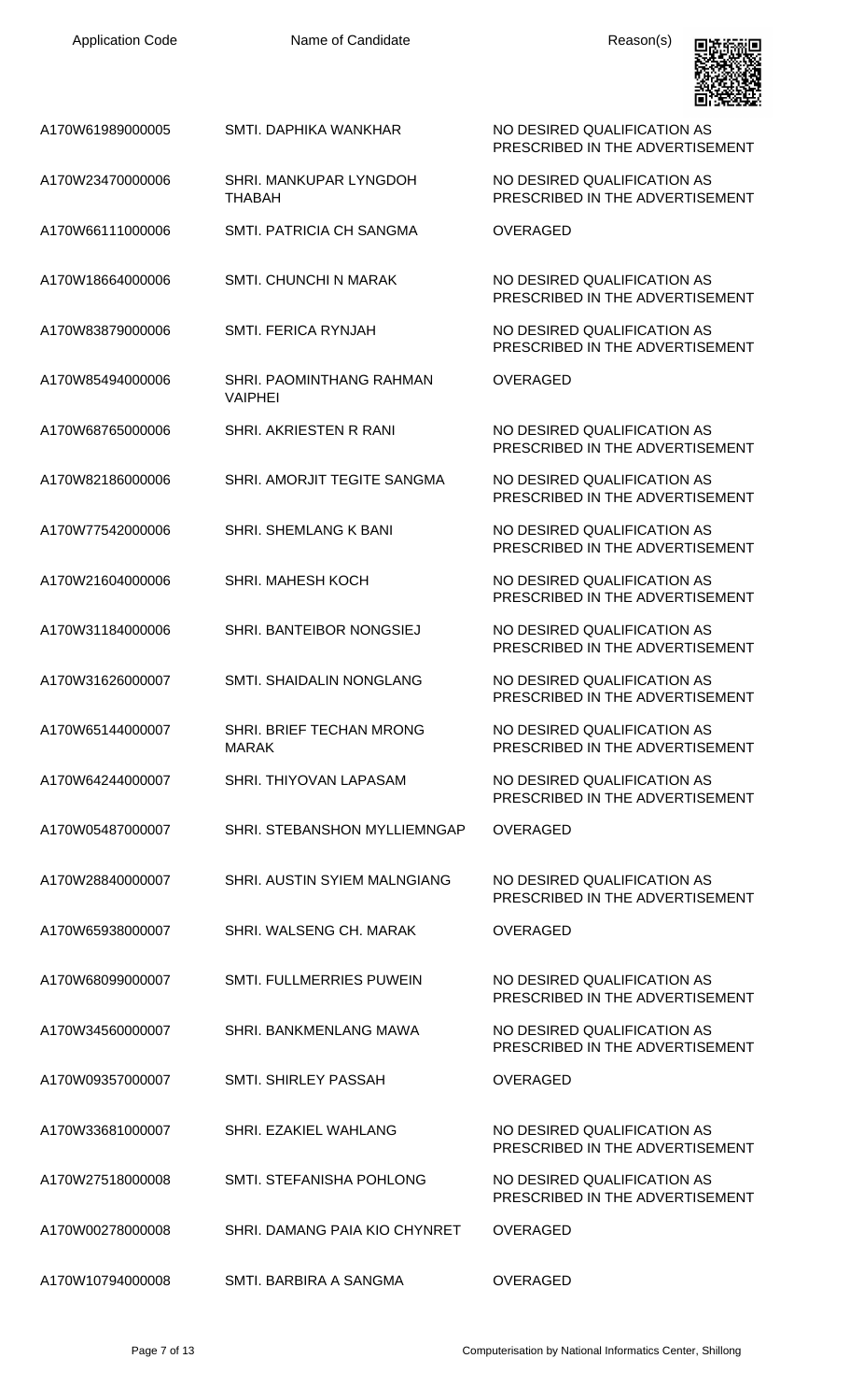| Application Code | Name of Candidate | Reason(s) |
|---|---|---|
| A170W61989000005 | SMTI. DAPHIKA WANKHAR | NO DESIRED QUALIFICATION AS PRESCRIBED IN THE ADVERTISEMENT |
| A170W23470000006 | SHRI. MANKUPAR LYNGDOH THABAH | NO DESIRED QUALIFICATION AS PRESCRIBED IN THE ADVERTISEMENT |
| A170W66111000006 | SMTI. PATRICIA CH SANGMA | OVERAGED |
| A170W18664000006 | SMTI. CHUNCHI N MARAK | NO DESIRED QUALIFICATION AS PRESCRIBED IN THE ADVERTISEMENT |
| A170W83879000006 | SMTI. FERICA RYNJAH | NO DESIRED QUALIFICATION AS PRESCRIBED IN THE ADVERTISEMENT |
| A170W85494000006 | SHRI. PAOMINTHANG RAHMAN VAIPHEI | OVERAGED |
| A170W68765000006 | SHRI. AKRIESTEN R RANI | NO DESIRED QUALIFICATION AS PRESCRIBED IN THE ADVERTISEMENT |
| A170W82186000006 | SHRI. AMORJIT TEGITE SANGMA | NO DESIRED QUALIFICATION AS PRESCRIBED IN THE ADVERTISEMENT |
| A170W77542000006 | SHRI. SHEMLANG K BANI | NO DESIRED QUALIFICATION AS PRESCRIBED IN THE ADVERTISEMENT |
| A170W21604000006 | SHRI. MAHESH KOCH | NO DESIRED QUALIFICATION AS PRESCRIBED IN THE ADVERTISEMENT |
| A170W31184000006 | SHRI. BANTEIBOR NONGSIEJ | NO DESIRED QUALIFICATION AS PRESCRIBED IN THE ADVERTISEMENT |
| A170W31626000007 | SMTI. SHAIDALIN NONGLANG | NO DESIRED QUALIFICATION AS PRESCRIBED IN THE ADVERTISEMENT |
| A170W65144000007 | SHRI. BRIEF TECHAN MRONG MARAK | NO DESIRED QUALIFICATION AS PRESCRIBED IN THE ADVERTISEMENT |
| A170W64244000007 | SHRI. THIYOVAN LAPASAM | NO DESIRED QUALIFICATION AS PRESCRIBED IN THE ADVERTISEMENT |
| A170W05487000007 | SHRI. STEBANSHON MYLLIEMNGAP | OVERAGED |
| A170W28840000007 | SHRI. AUSTIN SYIEM MALNGIANG | NO DESIRED QUALIFICATION AS PRESCRIBED IN THE ADVERTISEMENT |
| A170W65938000007 | SHRI. WALSENG CH. MARAK | OVERAGED |
| A170W68099000007 | SMTI. FULLMERRIES PUWEIN | NO DESIRED QUALIFICATION AS PRESCRIBED IN THE ADVERTISEMENT |
| A170W34560000007 | SHRI. BANKMENLANG MAWA | NO DESIRED QUALIFICATION AS PRESCRIBED IN THE ADVERTISEMENT |
| A170W09357000007 | SMTI. SHIRLEY PASSAH | OVERAGED |
| A170W33681000007 | SHRI. EZAKIEL WAHLANG | NO DESIRED QUALIFICATION AS PRESCRIBED IN THE ADVERTISEMENT |
| A170W27518000008 | SMTI. STEFANISHA POHLONG | NO DESIRED QUALIFICATION AS PRESCRIBED IN THE ADVERTISEMENT |
| A170W00278000008 | SHRI. DAMANG PAIA KIO CHYNRET | OVERAGED |
| A170W10794000008 | SMTI. BARBIRA A SANGMA | OVERAGED |

Computerisation by National Informatics Center, Shillong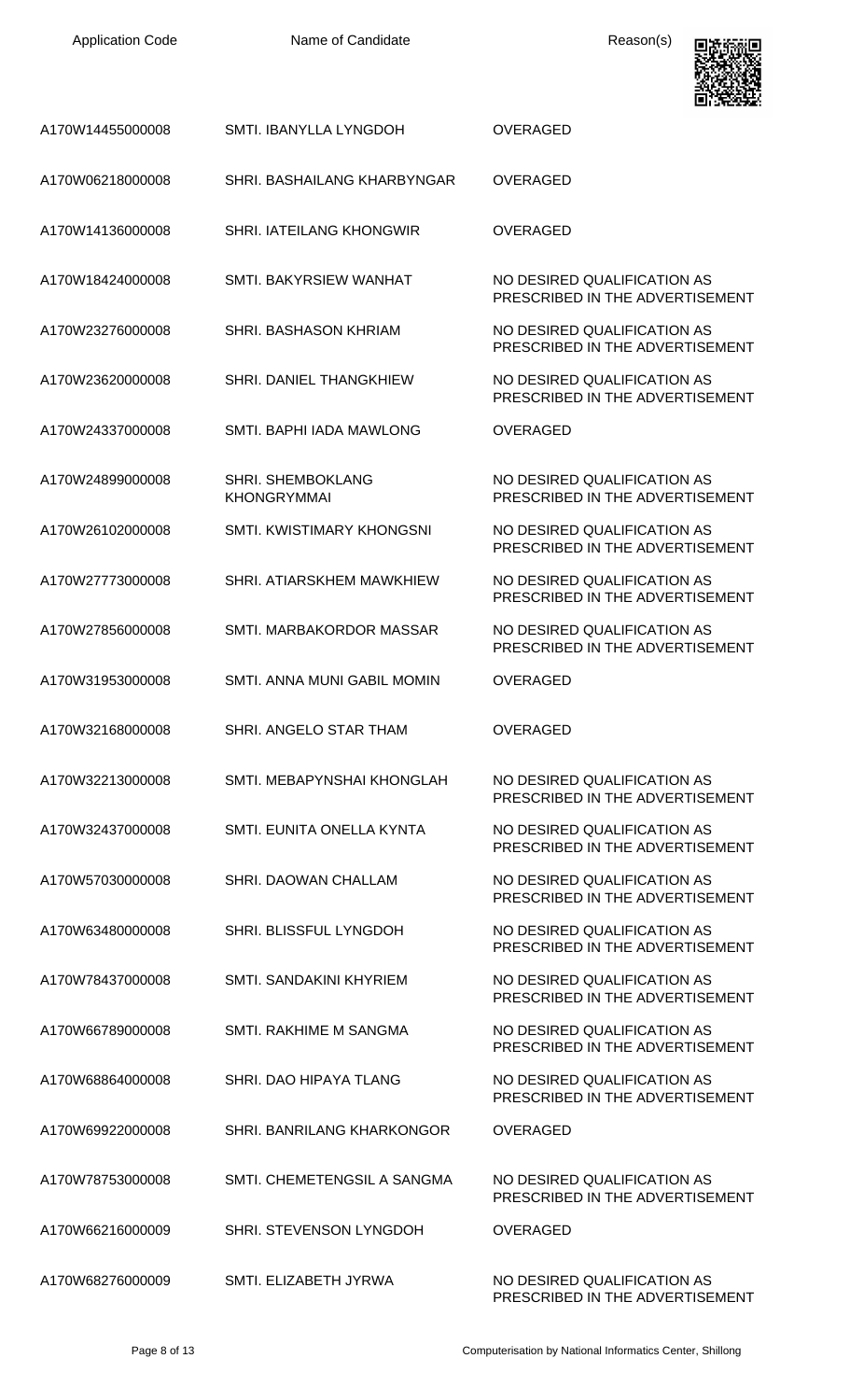| Application Code | Name of Candidate | Reason(s) |
|---|---|---|
| A170W14455000008 | SMTI. IBANYLLA LYNGDOH | OVERAGED |
| A170W06218000008 | SHRI. BASHAILANG KHARBYNGAR | OVERAGED |
| A170W14136000008 | SHRI. IATEILANG KHONGWIR | OVERAGED |
| A170W18424000008 | SMTI. BAKYRSIEW WANHAT | NO DESIRED QUALIFICATION AS PRESCRIBED IN THE ADVERTISEMENT |
| A170W23276000008 | SHRI. BASHASON KHRIAM | NO DESIRED QUALIFICATION AS PRESCRIBED IN THE ADVERTISEMENT |
| A170W23620000008 | SHRI. DANIEL THANGKHIEW | NO DESIRED QUALIFICATION AS PRESCRIBED IN THE ADVERTISEMENT |
| A170W24337000008 | SMTI. BAPHI IADA MAWLONG | OVERAGED |
| A170W24899000008 | SHRI. SHEMBOKLANG KHONGRYMMAI | NO DESIRED QUALIFICATION AS PRESCRIBED IN THE ADVERTISEMENT |
| A170W26102000008 | SMTI. KWISTIMARY KHONGSNI | NO DESIRED QUALIFICATION AS PRESCRIBED IN THE ADVERTISEMENT |
| A170W27773000008 | SHRI. ATIARSKHEM MAWKHIEW | NO DESIRED QUALIFICATION AS PRESCRIBED IN THE ADVERTISEMENT |
| A170W27856000008 | SMTI. MARBAKORDOR MASSAR | NO DESIRED QUALIFICATION AS PRESCRIBED IN THE ADVERTISEMENT |
| A170W31953000008 | SMTI. ANNA MUNI GABIL MOMIN | OVERAGED |
| A170W32168000008 | SHRI. ANGELO STAR THAM | OVERAGED |
| A170W32213000008 | SMTI. MEBAPYNSHAI KHONGLAH | NO DESIRED QUALIFICATION AS PRESCRIBED IN THE ADVERTISEMENT |
| A170W32437000008 | SMTI. EUNITA ONELLA KYNTA | NO DESIRED QUALIFICATION AS PRESCRIBED IN THE ADVERTISEMENT |
| A170W57030000008 | SHRI. DAOWAN CHALLAM | NO DESIRED QUALIFICATION AS PRESCRIBED IN THE ADVERTISEMENT |
| A170W63480000008 | SHRI. BLISSFUL LYNGDOH | NO DESIRED QUALIFICATION AS PRESCRIBED IN THE ADVERTISEMENT |
| A170W78437000008 | SMTI. SANDAKINI KHYRIEM | NO DESIRED QUALIFICATION AS PRESCRIBED IN THE ADVERTISEMENT |
| A170W66789000008 | SMTI. RAKHIME M SANGMA | NO DESIRED QUALIFICATION AS PRESCRIBED IN THE ADVERTISEMENT |
| A170W68864000008 | SHRI. DAO HIPAYA TLANG | NO DESIRED QUALIFICATION AS PRESCRIBED IN THE ADVERTISEMENT |
| A170W69922000008 | SHRI. BANRILANG KHARKONGOR | OVERAGED |
| A170W78753000008 | SMTI. CHEMETENGSIL A SANGMA | NO DESIRED QUALIFICATION AS PRESCRIBED IN THE ADVERTISEMENT |
| A170W66216000009 | SHRI. STEVENSON LYNGDOH | OVERAGED |
| A170W68276000009 | SMTI. ELIZABETH JYRWA | NO DESIRED QUALIFICATION AS PRESCRIBED IN THE ADVERTISEMENT |

Computerisation by National Informatics Center, Shillong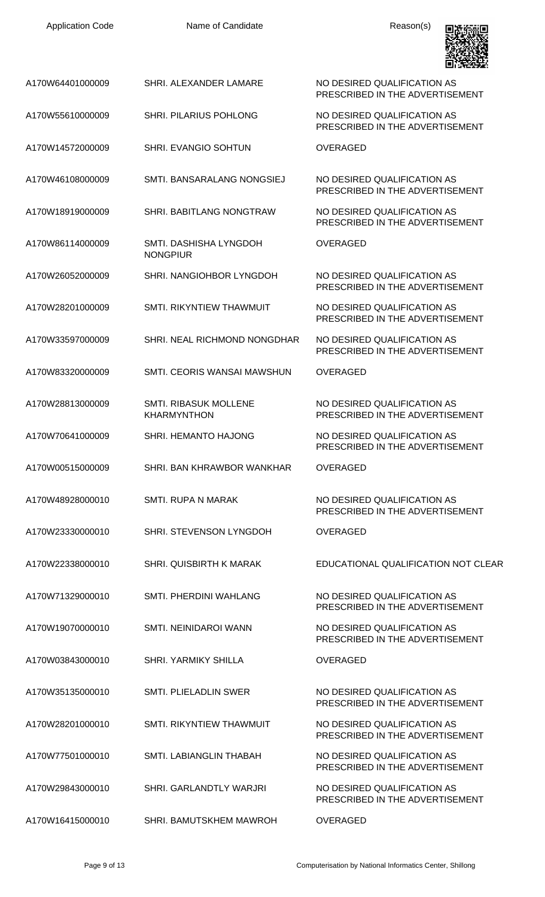| Application Code | Name of Candidate | Reason(s) |
|---|---|---|
| A170W64401000009 | SHRI. ALEXANDER LAMARE | NO DESIRED QUALIFICATION AS PRESCRIBED IN THE ADVERTISEMENT |
| A170W55610000009 | SHRI. PILARIUS POHLONG | NO DESIRED QUALIFICATION AS PRESCRIBED IN THE ADVERTISEMENT |
| A170W14572000009 | SHRI. EVANGIO SOHTUN | OVERAGED |
| A170W46108000009 | SMTI. BANSARALANG NONGSIEJ | NO DESIRED QUALIFICATION AS PRESCRIBED IN THE ADVERTISEMENT |
| A170W18919000009 | SHRI. BABITLANG NONGTRAW | NO DESIRED QUALIFICATION AS PRESCRIBED IN THE ADVERTISEMENT |
| A170W86114000009 | SMTI. DASHISHA LYNGDOH NONGPIUR | OVERAGED |
| A170W26052000009 | SHRI. NANGIOHBOR LYNGDOH | NO DESIRED QUALIFICATION AS PRESCRIBED IN THE ADVERTISEMENT |
| A170W28201000009 | SMTI. RIKYNTIEW THAWMUIT | NO DESIRED QUALIFICATION AS PRESCRIBED IN THE ADVERTISEMENT |
| A170W33597000009 | SHRI. NEAL RICHMOND NONGDHAR | NO DESIRED QUALIFICATION AS PRESCRIBED IN THE ADVERTISEMENT |
| A170W83320000009 | SMTI. CEORIS WANSAI MAWSHUN | OVERAGED |
| A170W28813000009 | SMTI. RIBASUK MOLLENE KHARMYNTHON | NO DESIRED QUALIFICATION AS PRESCRIBED IN THE ADVERTISEMENT |
| A170W70641000009 | SHRI. HEMANTO HAJONG | NO DESIRED QUALIFICATION AS PRESCRIBED IN THE ADVERTISEMENT |
| A170W00515000009 | SHRI. BAN KHRAWBOR WANKHAR | OVERAGED |
| A170W48928000010 | SMTI. RUPA N MARAK | NO DESIRED QUALIFICATION AS PRESCRIBED IN THE ADVERTISEMENT |
| A170W23330000010 | SHRI. STEVENSON LYNGDOH | OVERAGED |
| A170W22338000010 | SHRI. QUISBIRTH K MARAK | EDUCATIONAL QUALIFICATION NOT CLEAR |
| A170W71329000010 | SMTI. PHERDINI WAHLANG | NO DESIRED QUALIFICATION AS PRESCRIBED IN THE ADVERTISEMENT |
| A170W19070000010 | SMTI. NEINIDAROI WANN | NO DESIRED QUALIFICATION AS PRESCRIBED IN THE ADVERTISEMENT |
| A170W03843000010 | SHRI. YARMIKY SHILLA | OVERAGED |
| A170W35135000010 | SMTI. PLIELADLIN SWER | NO DESIRED QUALIFICATION AS PRESCRIBED IN THE ADVERTISEMENT |
| A170W28201000010 | SMTI. RIKYNTIEW THAWMUIT | NO DESIRED QUALIFICATION AS PRESCRIBED IN THE ADVERTISEMENT |
| A170W77501000010 | SMTI. LABIANGLIN THABAH | NO DESIRED QUALIFICATION AS PRESCRIBED IN THE ADVERTISEMENT |
| A170W29843000010 | SHRI. GARLANDTLY WARJRI | NO DESIRED QUALIFICATION AS PRESCRIBED IN THE ADVERTISEMENT |
| A170W16415000010 | SHRI. BAMUTSKHEM MAWROH | OVERAGED |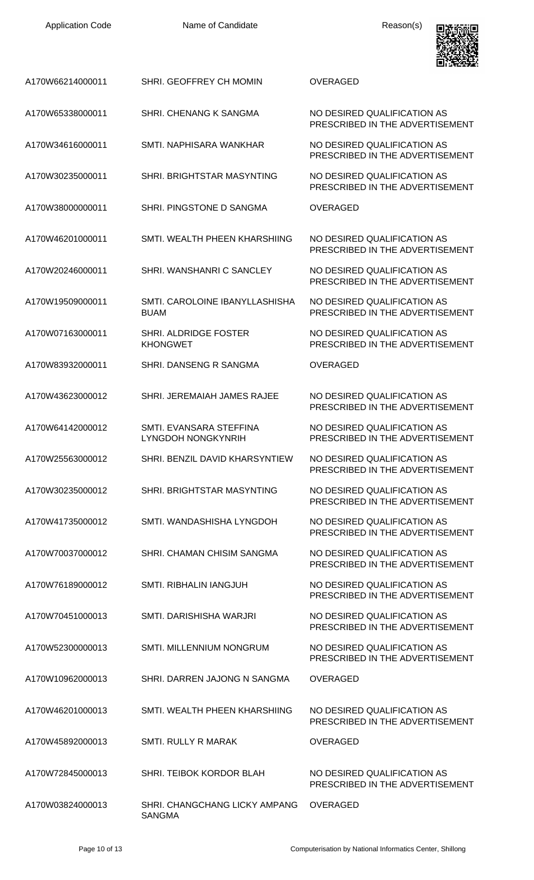| Application Code | Name of Candidate | Reason(s) |
| --- | --- | --- |
| A170W66214000011 | SHRI. GEOFFREY CH MOMIN | OVERAGED |
| A170W65338000011 | SHRI. CHENANG K SANGMA | NO DESIRED QUALIFICATION AS PRESCRIBED IN THE ADVERTISEMENT |
| A170W34616000011 | SMTI. NAPHISARA WANKHAR | NO DESIRED QUALIFICATION AS PRESCRIBED IN THE ADVERTISEMENT |
| A170W30235000011 | SHRI. BRIGHTSTAR MASYNTING | NO DESIRED QUALIFICATION AS PRESCRIBED IN THE ADVERTISEMENT |
| A170W38000000011 | SHRI. PINGSTONE D SANGMA | OVERAGED |
| A170W46201000011 | SMTI. WEALTH PHEEN KHARSHIING | NO DESIRED QUALIFICATION AS PRESCRIBED IN THE ADVERTISEMENT |
| A170W20246000011 | SHRI. WANSHANRI C SANCLEY | NO DESIRED QUALIFICATION AS PRESCRIBED IN THE ADVERTISEMENT |
| A170W19509000011 | SMTI. CAROLOINE IBANYLLASHISHA BUAM | NO DESIRED QUALIFICATION AS PRESCRIBED IN THE ADVERTISEMENT |
| A170W07163000011 | SHRI. ALDRIDGE FOSTER KHONGWET | NO DESIRED QUALIFICATION AS PRESCRIBED IN THE ADVERTISEMENT |
| A170W83932000011 | SHRI. DANSENG R SANGMA | OVERAGED |
| A170W43623000012 | SHRI. JEREMAIAH JAMES RAJEE | NO DESIRED QUALIFICATION AS PRESCRIBED IN THE ADVERTISEMENT |
| A170W64142000012 | SMTI. EVANSARA STEFFINA LYNGDOH NONGKYNRIH | NO DESIRED QUALIFICATION AS PRESCRIBED IN THE ADVERTISEMENT |
| A170W25563000012 | SHRI. BENZIL DAVID KHARSYNTIEW | NO DESIRED QUALIFICATION AS PRESCRIBED IN THE ADVERTISEMENT |
| A170W30235000012 | SHRI. BRIGHTSTAR MASYNTING | NO DESIRED QUALIFICATION AS PRESCRIBED IN THE ADVERTISEMENT |
| A170W41735000012 | SMTI. WANDASHISHA LYNGDOH | NO DESIRED QUALIFICATION AS PRESCRIBED IN THE ADVERTISEMENT |
| A170W70037000012 | SHRI. CHAMAN CHISIM SANGMA | NO DESIRED QUALIFICATION AS PRESCRIBED IN THE ADVERTISEMENT |
| A170W76189000012 | SMTI. RIBHALIN IANGJUH | NO DESIRED QUALIFICATION AS PRESCRIBED IN THE ADVERTISEMENT |
| A170W70451000013 | SMTI. DARISHISHA WARJRI | NO DESIRED QUALIFICATION AS PRESCRIBED IN THE ADVERTISEMENT |
| A170W52300000013 | SMTI. MILLENNIUM NONGRUM | NO DESIRED QUALIFICATION AS PRESCRIBED IN THE ADVERTISEMENT |
| A170W10962000013 | SHRI. DARREN JAJONG N SANGMA | OVERAGED |
| A170W46201000013 | SMTI. WEALTH PHEEN KHARSHIING | NO DESIRED QUALIFICATION AS PRESCRIBED IN THE ADVERTISEMENT |
| A170W45892000013 | SMTI. RULLY R MARAK | OVERAGED |
| A170W72845000013 | SHRI. TEIBOK KORDOR BLAH | NO DESIRED QUALIFICATION AS PRESCRIBED IN THE ADVERTISEMENT |
| A170W03824000013 | SHRI. CHANGCHANG LICKY AMPANG SANGMA | OVERAGED |

Computerisation by National Informatics Center, Shillong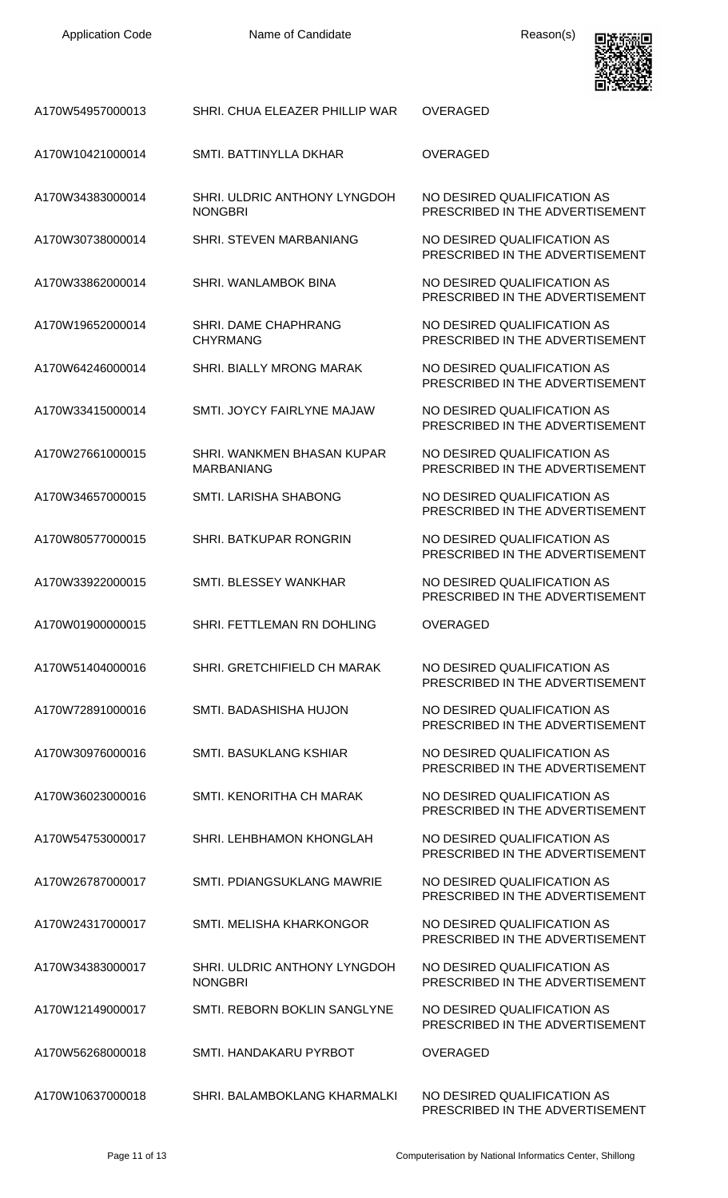| Application Code | Name of Candidate | Reason(s) |
|---|---|---|
| A170W54957000013 | SHRI. CHUA ELEAZER PHILLIP WAR | OVERAGED |
| A170W10421000014 | SMTI. BATTINYLLA DKHAR | OVERAGED |
| A170W34383000014 | SHRI. ULDRIC ANTHONY LYNGDOH NONGBRI | NO DESIRED QUALIFICATION AS PRESCRIBED IN THE ADVERTISEMENT |
| A170W30738000014 | SHRI. STEVEN MARBANIANG | NO DESIRED QUALIFICATION AS PRESCRIBED IN THE ADVERTISEMENT |
| A170W33862000014 | SHRI. WANLAMBOK BINA | NO DESIRED QUALIFICATION AS PRESCRIBED IN THE ADVERTISEMENT |
| A170W19652000014 | SHRI. DAME CHAPHRANG CHYRMANG | NO DESIRED QUALIFICATION AS PRESCRIBED IN THE ADVERTISEMENT |
| A170W64246000014 | SHRI. BIALLY MRONG MARAK | NO DESIRED QUALIFICATION AS PRESCRIBED IN THE ADVERTISEMENT |
| A170W33415000014 | SMTI. JOYCY FAIRLYNE MAJAW | NO DESIRED QUALIFICATION AS PRESCRIBED IN THE ADVERTISEMENT |
| A170W27661000015 | SHRI. WANKMEN BHASAN KUPAR MARBANIANG | NO DESIRED QUALIFICATION AS PRESCRIBED IN THE ADVERTISEMENT |
| A170W34657000015 | SMTI. LARISHA SHABONG | NO DESIRED QUALIFICATION AS PRESCRIBED IN THE ADVERTISEMENT |
| A170W80577000015 | SHRI. BATKUPAR RONGRIN | NO DESIRED QUALIFICATION AS PRESCRIBED IN THE ADVERTISEMENT |
| A170W33922000015 | SMTI. BLESSEY WANKHAR | NO DESIRED QUALIFICATION AS PRESCRIBED IN THE ADVERTISEMENT |
| A170W01900000015 | SHRI. FETTLEMAN RN DOHLING | OVERAGED |
| A170W51404000016 | SHRI. GRETCHIFIELD CH MARAK | NO DESIRED QUALIFICATION AS PRESCRIBED IN THE ADVERTISEMENT |
| A170W72891000016 | SMTI. BADASHISHA HUJON | NO DESIRED QUALIFICATION AS PRESCRIBED IN THE ADVERTISEMENT |
| A170W30976000016 | SMTI. BASUKLANG KSHIAR | NO DESIRED QUALIFICATION AS PRESCRIBED IN THE ADVERTISEMENT |
| A170W36023000016 | SMTI. KENORITHA CH MARAK | NO DESIRED QUALIFICATION AS PRESCRIBED IN THE ADVERTISEMENT |
| A170W54753000017 | SHRI. LEHBHAMON KHONGLAH | NO DESIRED QUALIFICATION AS PRESCRIBED IN THE ADVERTISEMENT |
| A170W26787000017 | SMTI. PDIANGSUKLANG MAWRIE | NO DESIRED QUALIFICATION AS PRESCRIBED IN THE ADVERTISEMENT |
| A170W24317000017 | SMTI. MELISHA KHARKONGOR | NO DESIRED QUALIFICATION AS PRESCRIBED IN THE ADVERTISEMENT |
| A170W34383000017 | SHRI. ULDRIC ANTHONY LYNGDOH NONGBRI | NO DESIRED QUALIFICATION AS PRESCRIBED IN THE ADVERTISEMENT |
| A170W12149000017 | SMTI. REBORN BOKLIN SANGLYNE | NO DESIRED QUALIFICATION AS PRESCRIBED IN THE ADVERTISEMENT |
| A170W56268000018 | SMTI. HANDAKARU PYRBOT | OVERAGED |
| A170W10637000018 | SHRI. BALAMBOKLANG KHARMALKI | NO DESIRED QUALIFICATION AS PRESCRIBED IN THE ADVERTISEMENT |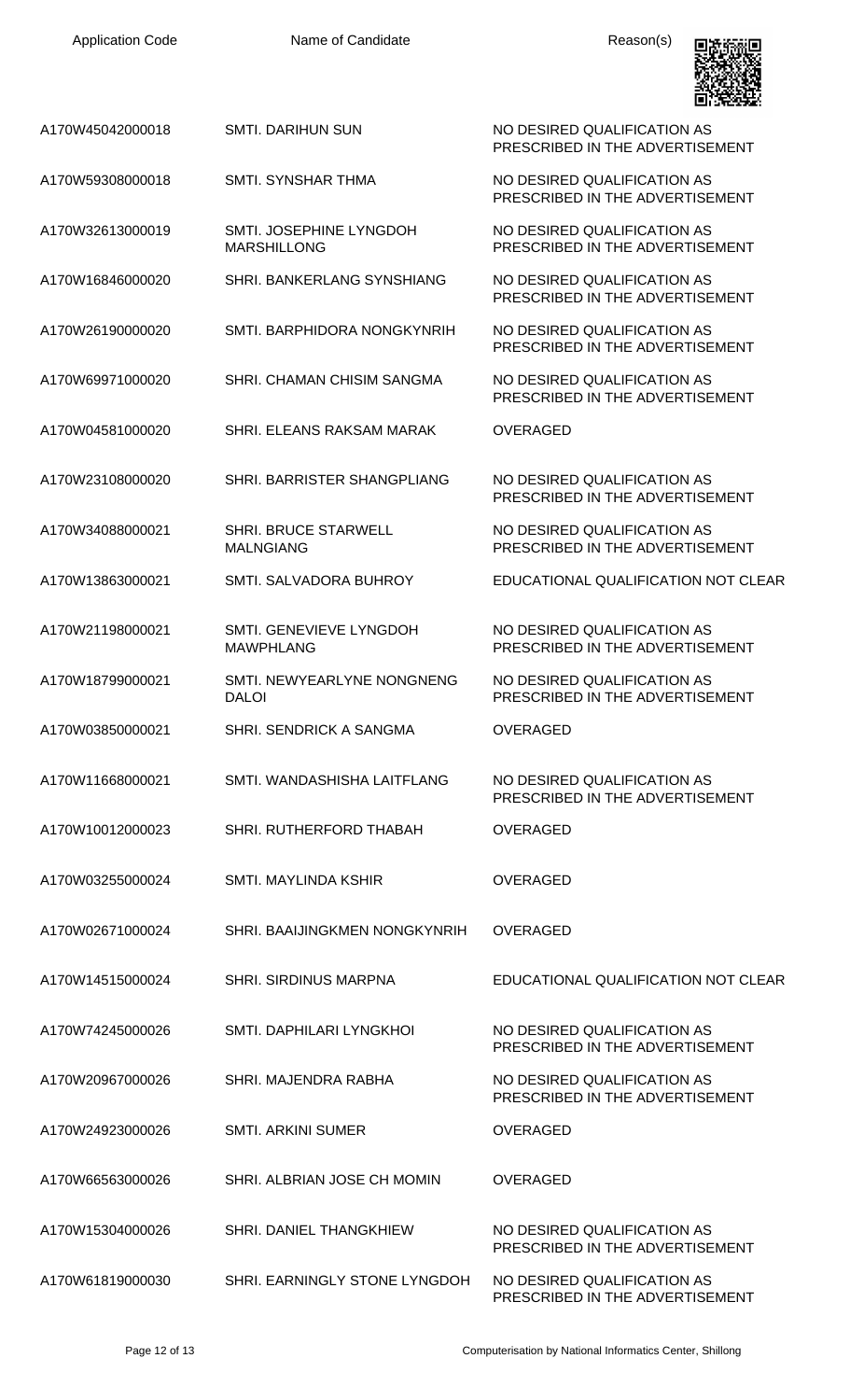| Application Code | Name of Candidate | Reason(s) |
|---|---|---|
| A170W45042000018 | SMTI. DARIHUN SUN | NO DESIRED QUALIFICATION AS PRESCRIBED IN THE ADVERTISEMENT |
| A170W59308000018 | SMTI. SYNSHAR THMA | NO DESIRED QUALIFICATION AS PRESCRIBED IN THE ADVERTISEMENT |
| A170W32613000019 | SMTI. JOSEPHINE LYNGDOH MARSHILLONG | NO DESIRED QUALIFICATION AS PRESCRIBED IN THE ADVERTISEMENT |
| A170W16846000020 | SHRI. BANKERLANG SYNSHIANG | NO DESIRED QUALIFICATION AS PRESCRIBED IN THE ADVERTISEMENT |
| A170W26190000020 | SMTI. BARPHIDORA NONGKYNRIH | NO DESIRED QUALIFICATION AS PRESCRIBED IN THE ADVERTISEMENT |
| A170W69971000020 | SHRI. CHAMAN CHISIM SANGMA | NO DESIRED QUALIFICATION AS PRESCRIBED IN THE ADVERTISEMENT |
| A170W04581000020 | SHRI. ELEANS RAKSAM MARAK | OVERAGED |
| A170W23108000020 | SHRI. BARRISTER SHANGPLIANG | NO DESIRED QUALIFICATION AS PRESCRIBED IN THE ADVERTISEMENT |
| A170W34088000021 | SHRI. BRUCE STARWELL MALNGIANG | NO DESIRED QUALIFICATION AS PRESCRIBED IN THE ADVERTISEMENT |
| A170W13863000021 | SMTI. SALVADORA BUHROY | EDUCATIONAL QUALIFICATION NOT CLEAR |
| A170W21198000021 | SMTI. GENEVIEVE LYNGDOH MAWPHLANG | NO DESIRED QUALIFICATION AS PRESCRIBED IN THE ADVERTISEMENT |
| A170W18799000021 | SMTI. NEWYEARLYNE NONGNENG DALOI | NO DESIRED QUALIFICATION AS PRESCRIBED IN THE ADVERTISEMENT |
| A170W03850000021 | SHRI. SENDRICK A SANGMA | OVERAGED |
| A170W11668000021 | SMTI. WANDASHISHA LAITFLANG | NO DESIRED QUALIFICATION AS PRESCRIBED IN THE ADVERTISEMENT |
| A170W10012000023 | SHRI. RUTHERFORD THABAH | OVERAGED |
| A170W03255000024 | SMTI. MAYLINDA KSHIR | OVERAGED |
| A170W02671000024 | SHRI. BAAIJINGKMEN NONGKYNRIH | OVERAGED |
| A170W14515000024 | SHRI. SIRDINUS MARPNA | EDUCATIONAL QUALIFICATION NOT CLEAR |
| A170W74245000026 | SMTI. DAPHILARI LYNGKHOI | NO DESIRED QUALIFICATION AS PRESCRIBED IN THE ADVERTISEMENT |
| A170W20967000026 | SHRI. MAJENDRA RABHA | NO DESIRED QUALIFICATION AS PRESCRIBED IN THE ADVERTISEMENT |
| A170W24923000026 | SMTI. ARKINI SUMER | OVERAGED |
| A170W66563000026 | SHRI. ALBRIAN JOSE CH MOMIN | OVERAGED |
| A170W15304000026 | SHRI. DANIEL THANGKHIEW | NO DESIRED QUALIFICATION AS PRESCRIBED IN THE ADVERTISEMENT |
| A170W61819000030 | SHRI. EARNINGLY STONE LYNGDOH | NO DESIRED QUALIFICATION AS PRESCRIBED IN THE ADVERTISEMENT |

Computerisation by National Informatics Center, Shillong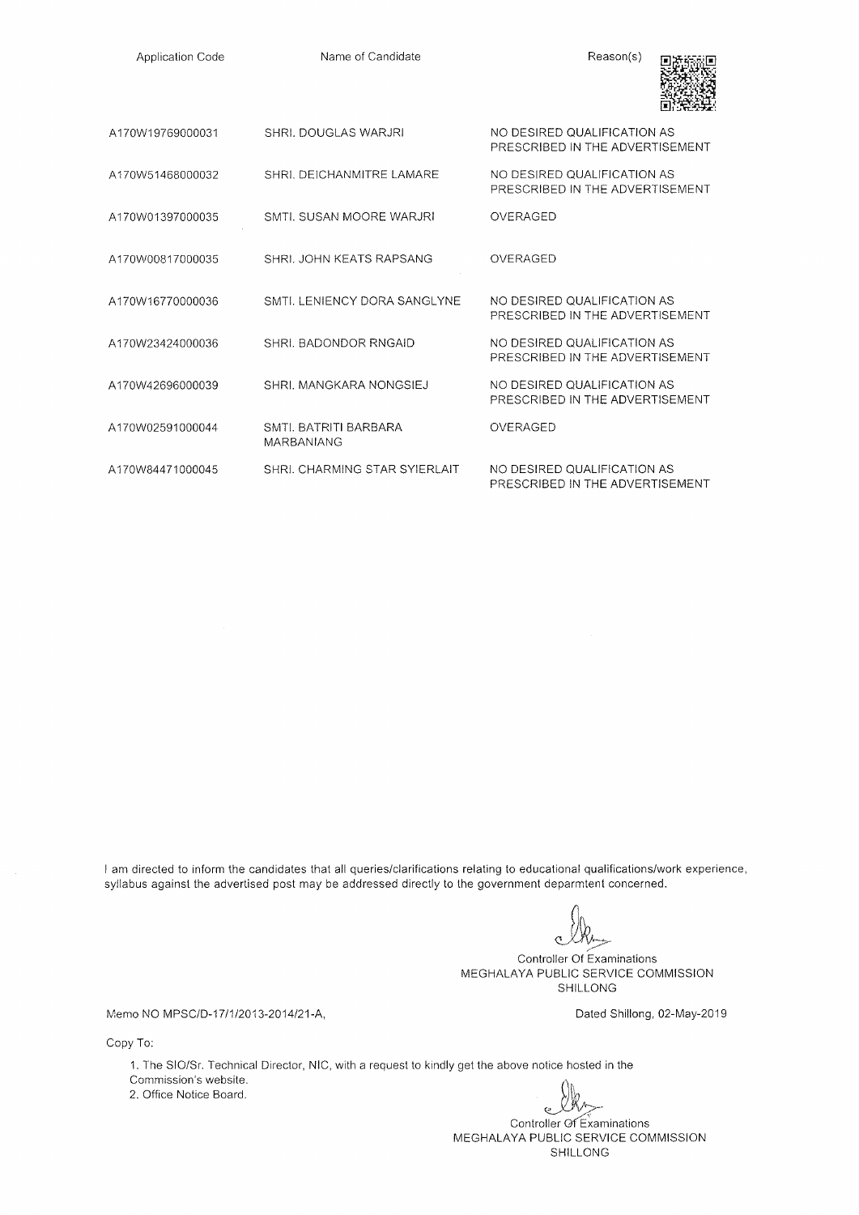| Application Code | Name of Candidate | Reason(s) |
|---|---|---|
| A170W19769000031 | SHRI. DOUGLAS WARJRI | NO DESIRED QUALIFICATION AS PRESCRIBED IN THE ADVERTISEMENT |
| A170W51468000032 | SHRI. DEICHANMITRE LAMARE | NO DESIRED QUALIFICATION AS PRESCRIBED IN THE ADVERTISEMENT |
| A170W01397000035 | SMTI. SUSAN MOORE WARJRI | OVERAGED |
| A170W00817000035 | SHRI. JOHN KEATS RAPSANG | OVERAGED |
| A170W16770000036 | SMTI. LENIENCY DORA SANGLYNE | NO DESIRED QUALIFICATION AS PRESCRIBED IN THE ADVERTISEMENT |
| A170W23424000036 | SHRI. BADONDOR RNGAID | NO DESIRED QUALIFICATION AS PRESCRIBED IN THE ADVERTISEMENT |
| A170W42696000039 | SHRI. MANGKARA NONGSIEJ | NO DESIRED QUALIFICATION AS PRESCRIBED IN THE ADVERTISEMENT |
| A170W02591000044 | SMTI. BATRITI BARBARA MARBANIANG | OVERAGED |
| A170W84471000045 | SHRI. CHARMING STAR SYIERLAIT | NO DESIRED QUALIFICATION AS PRESCRIBED IN THE ADVERTISEMENT |

I am directed to inform the candidates that all queries/clarifications relating to educational qualifications/work experience, syllabus against the advertised post may be addressed directly to the government deparmtent concerned.

Controller Of Examinations
MEGHALAYA PUBLIC SERVICE COMMISSION
SHILLONG

Memo NO MPSC/D-17/1/2013-2014/21-A,

Dated Shillong, 02-May-2019

Copy To:

1. The SIO/Sr. Technical Director, NIC, with a request to kindly get the above notice hosted in the Commission's website.
2. Office Notice Board.

Controller Of Examinations
MEGHALAYA PUBLIC SERVICE COMMISSION
SHILLONG